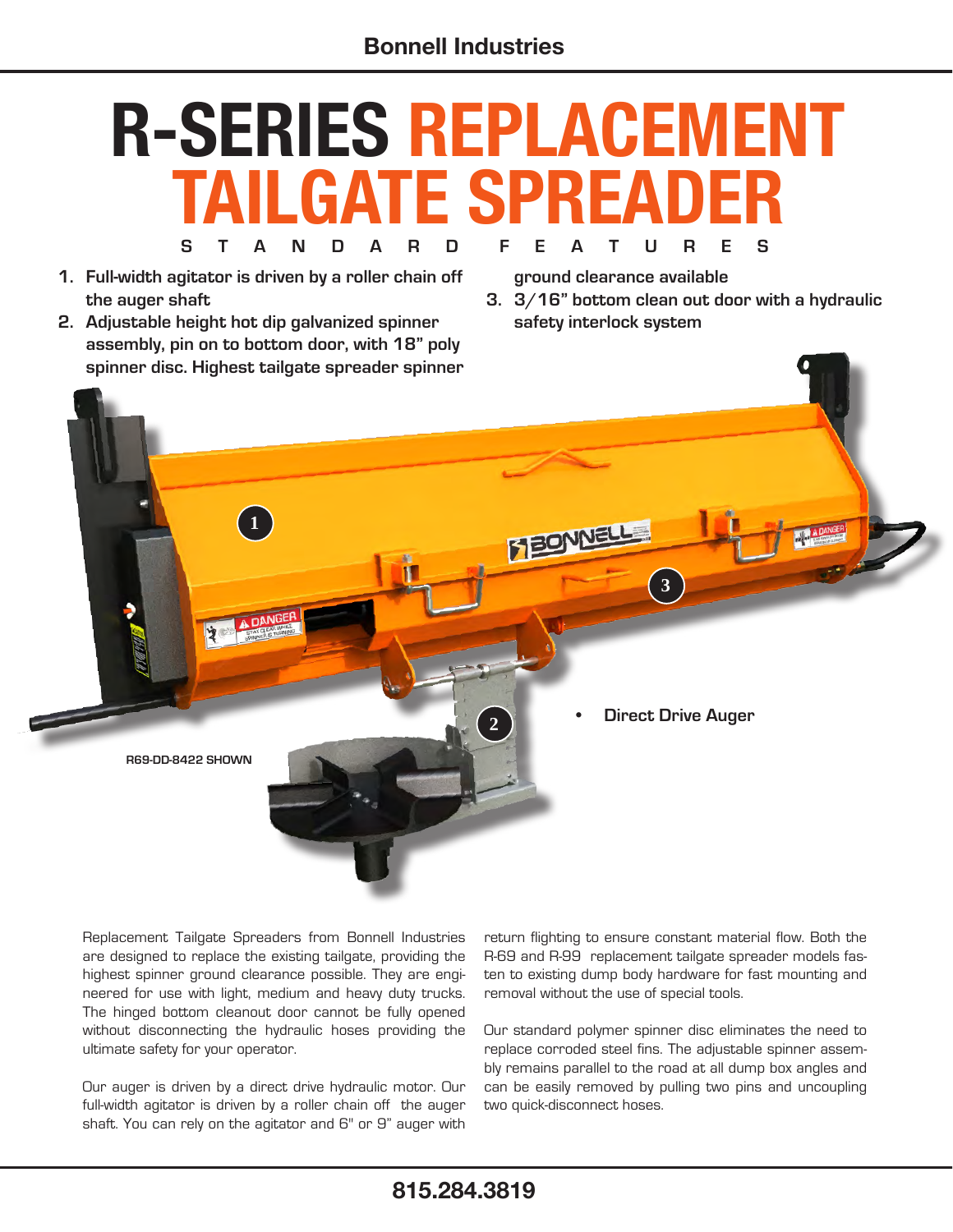# R-SERIES REPLACEMENT TAILGATE SPREADER

## STANDARD FEATURES

1. **Full-width agitator is driven by a roller chain off the auger shaft**
2. **Adjustable height hot dip galvanized spinner assembly, pin on to bottom door, with 18" poly spinner disc. Highest tailgate spreader spinner ground clearance available**
3. **3/16" bottom clean out door with a hydraulic safety interlock system**

- **Direct Drive Auger**

**R69-DD-8422 SHOWN**

Replacement Tailgate Spreaders from Bonnell Industries are designed to replace the existing tailgate, providing the highest spinner ground clearance possible. They are engineered for use with light, medium and heavy duty trucks. The hinged bottom cleanout door cannot be fully opened without disconnecting the hydraulic hoses providing the ultimate safety for your operator.

Our auger is driven by a direct drive hydraulic motor. Our full-width agitator is driven by a roller chain off the auger shaft. You can rely on the agitator and 6" or 9" auger with return flighting to ensure constant material flow. Both the R-69 and R-99 replacement tailgate spreader models fasten to existing dump body hardware for fast mounting and removal without the use of special tools.

Our standard polymer spinner disc eliminates the need to replace corroded steel fins. The adjustable spinner assembly remains parallel to the road at all dump box angles and can be easily removed by pulling two pins and uncoupling two quick-disconnect hoses.

**815.284.3819**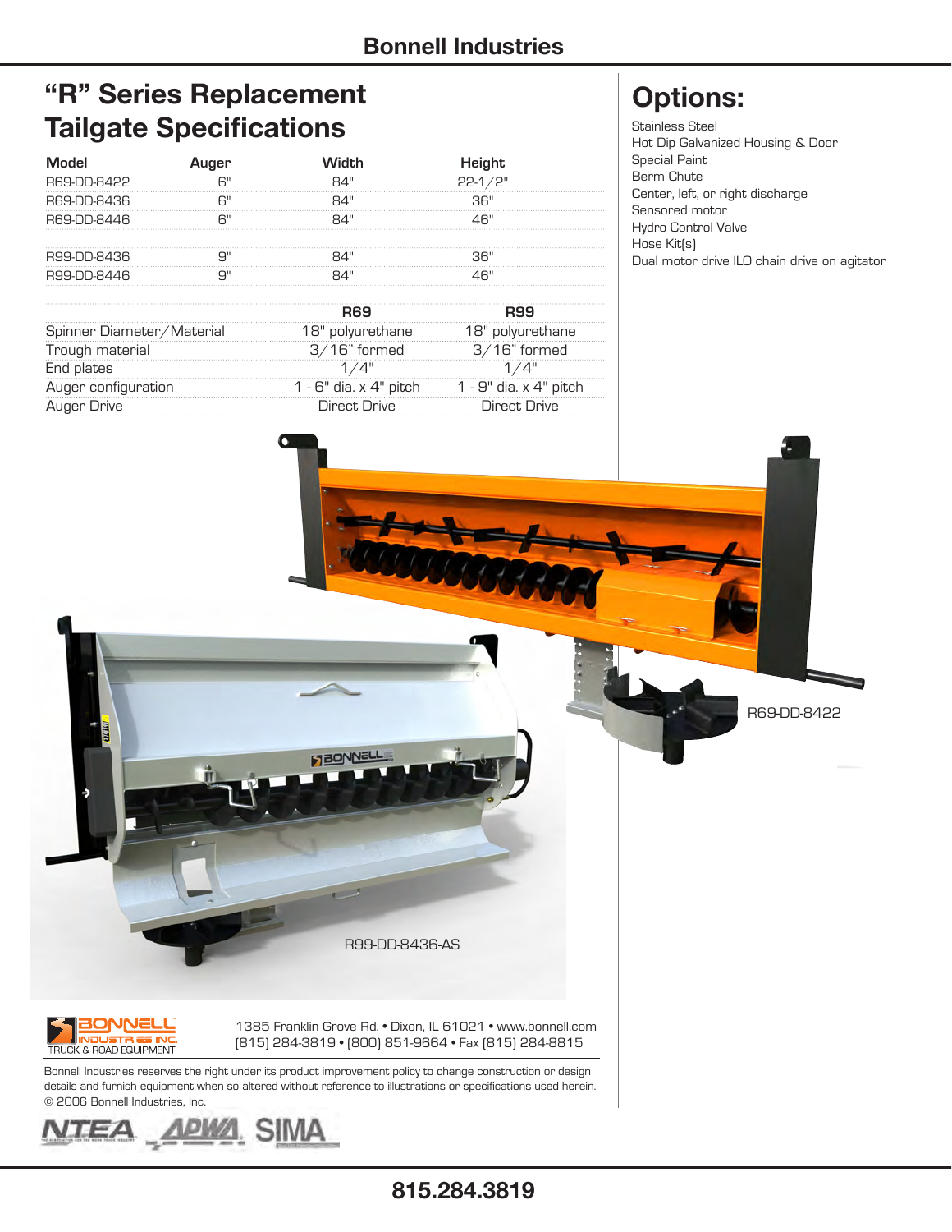## Bonnell Industries

# “R” Series Replacement Tailgate Specifications

| Model | Auger | Width | Height |
|---|---|---|---|
| R69-DD-8422 | 6" | 84" | 22-1/2" |
| R69-DD-8436 | 6" | 84" | 36" |
| R69-DD-8446 | 6" | 84" | 46" |
| R99-DD-8436 | 9" | 84" | 36" |
| R99-DD-8446 | 9" | 84" | 46" |

| | R69 | R99 |
|---|---|---|
| Spinner Diameter/Material | 18" polyurethane | 18" polyurethane |
| Trough material | 3/16" formed | 3/16" formed |
| End plates | 1/4" | 1/4" |
| Auger configuration | 1 - 6" dia. x 4" pitch | 1 - 9" dia. x 4" pitch |
| Auger Drive | Direct Drive | Direct Drive |

R69-DD-8422

R99-DD-8436-AS

# Options:

Stainless Steel
Hot Dip Galvanized Housing & Door
Special Paint
Berm Chute
Center, left, or right discharge
Sensored motor
Hydro Control Valve
Hose Kit(s)
Dual motor drive ILO chain drive on agitator

BONNELL INDUSTRIES INC. TRUCK & ROAD EQUIPMENT

1385 Franklin Grove Rd. • Dixon, IL 61021 • www.bonnell.com
(815) 284-3819 • (800) 851-9664 • Fax (815) 284-8815

Bonnell Industries reserves the right under its product improvement policy to change construction or design details and furnish equipment when so altered without reference to illustrations or specifications used herein.
© 2006 Bonnell Industries, Inc.

NTEA APWA SIMA

**815.284.3819**